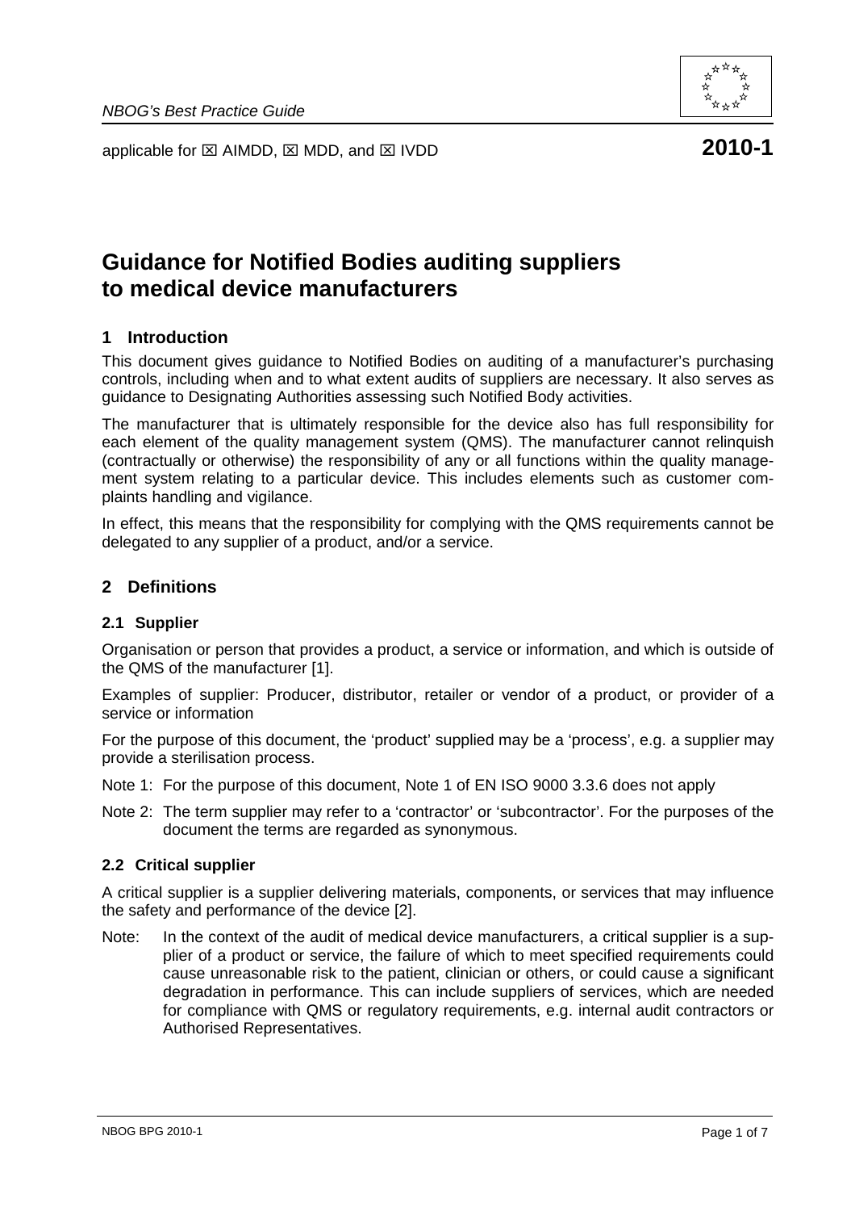*NBOG's Best Practice Guide*

applicable for ☒ AIMDD, ☒ MDD, and ☒ IVDD **2010-1**

# Guidance for Notified Bodies auditing suppliers to medical device manufacturers

## 1 Introduction

This document gives guidance to Notified Bodies on auditing of a manufacturer's purchasing controls, including when and to what extent audits of suppliers are necessary. It also serves as guidance to Designating Authorities assessing such Notified Body activities.

The manufacturer that is ultimately responsible for the device also has full responsibility for each element of the quality management system (QMS). The manufacturer cannot relinquish (contractually or otherwise) the responsibility of any or all functions within the quality management system relating to a particular device. This includes elements such as customer complaints handling and vigilance.

In effect, this means that the responsibility for complying with the QMS requirements cannot be delegated to any supplier of a product, and/or a service.

## 2 Definitions

### 2.1 Supplier

Organisation or person that provides a product, a service or information, and which is outside of the QMS of the manufacturer [1].

Examples of supplier: Producer, distributor, retailer or vendor of a product, or provider of a service or information

For the purpose of this document, the 'product' supplied may be a 'process', e.g. a supplier may provide a sterilisation process.

Note 1: For the purpose of this document, Note 1 of EN ISO 9000 3.3.6 does not apply

Note 2: The term supplier may refer to a 'contractor' or 'subcontractor'. For the purposes of the document the terms are regarded as synonymous.

### 2.2 Critical supplier

A critical supplier is a supplier delivering materials, components, or services that may influence the safety and performance of the device [2].

Note: In the context of the audit of medical device manufacturers, a critical supplier is a supplier of a product or service, the failure of which to meet specified requirements could cause unreasonable risk to the patient, clinician or others, or could cause a significant degradation in performance. This can include suppliers of services, which are needed for compliance with QMS or regulatory requirements, e.g. internal audit contractors or Authorised Representatives.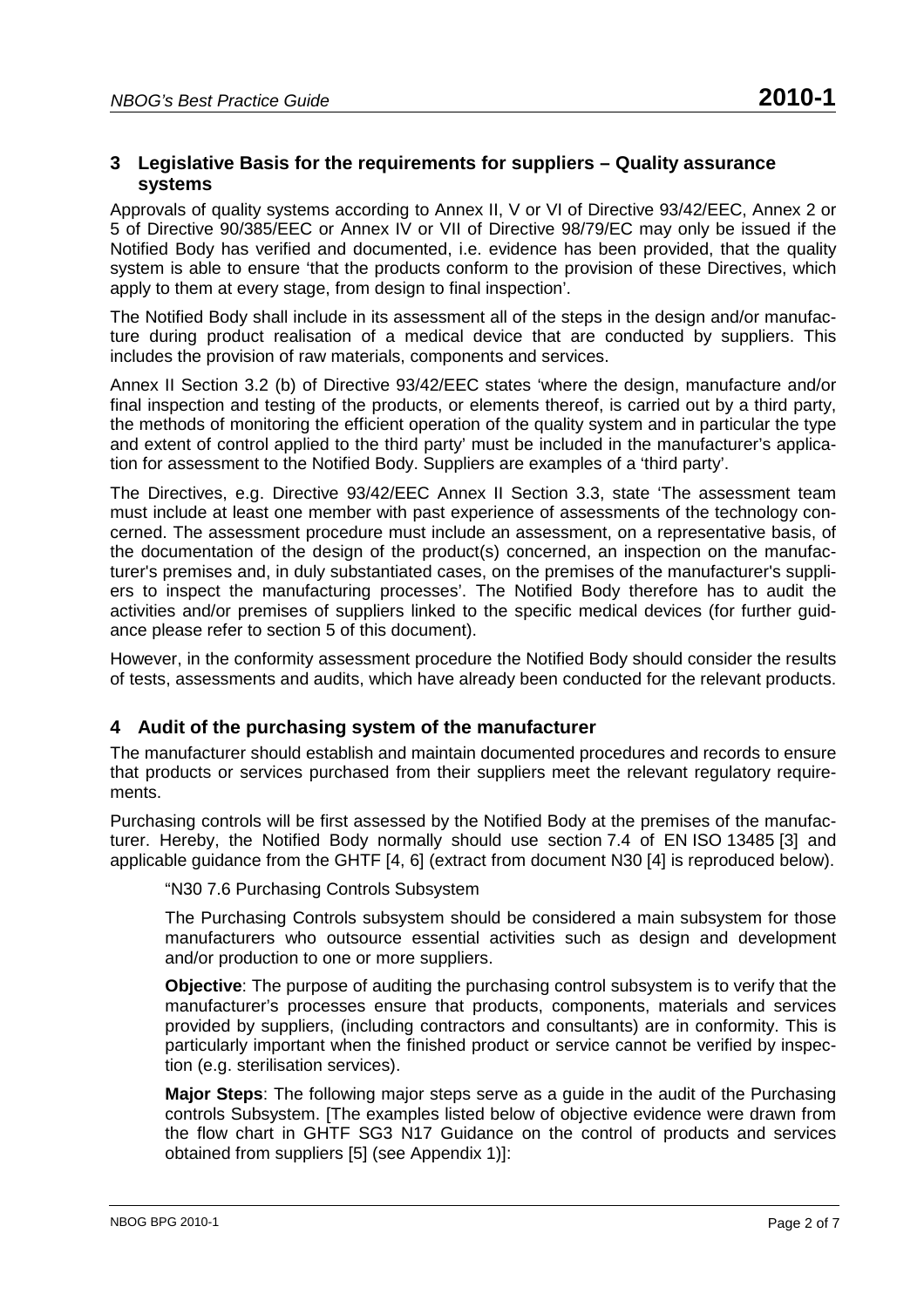## 3 Legislative Basis for the requirements for suppliers – Quality assurance systems

Approvals of quality systems according to Annex II, V or VI of Directive 93/42/EEC, Annex 2 or 5 of Directive 90/385/EEC or Annex IV or VII of Directive 98/79/EC may only be issued if the Notified Body has verified and documented, i.e. evidence has been provided, that the quality system is able to ensure 'that the products conform to the provision of these Directives, which apply to them at every stage, from design to final inspection'.

The Notified Body shall include in its assessment all of the steps in the design and/or manufacture during product realisation of a medical device that are conducted by suppliers. This includes the provision of raw materials, components and services.

Annex II Section 3.2 (b) of Directive 93/42/EEC states 'where the design, manufacture and/or final inspection and testing of the products, or elements thereof, is carried out by a third party, the methods of monitoring the efficient operation of the quality system and in particular the type and extent of control applied to the third party' must be included in the manufacturer's application for assessment to the Notified Body. Suppliers are examples of a 'third party'.

The Directives, e.g. Directive 93/42/EEC Annex II Section 3.3, state 'The assessment team must include at least one member with past experience of assessments of the technology concerned. The assessment procedure must include an assessment, on a representative basis, of the documentation of the design of the product(s) concerned, an inspection on the manufacturer's premises and, in duly substantiated cases, on the premises of the manufacturer's suppliers to inspect the manufacturing processes'. The Notified Body therefore has to audit the activities and/or premises of suppliers linked to the specific medical devices (for further guidance please refer to section 5 of this document).

However, in the conformity assessment procedure the Notified Body should consider the results of tests, assessments and audits, which have already been conducted for the relevant products.

## 4 Audit of the purchasing system of the manufacturer

The manufacturer should establish and maintain documented procedures and records to ensure that products or services purchased from their suppliers meet the relevant regulatory requirements.

Purchasing controls will be first assessed by the Notified Body at the premises of the manufacturer. Hereby, the Notified Body normally should use section 7.4 of EN ISO 13485 [3] and applicable guidance from the GHTF [4, 6] (extract from document N30 [4] is reproduced below).

> "N30 7.6 Purchasing Controls Subsystem
>
> The Purchasing Controls subsystem should be considered a main subsystem for those manufacturers who outsource essential activities such as design and development and/or production to one or more suppliers.
>
> **Objective**: The purpose of auditing the purchasing control subsystem is to verify that the manufacturer's processes ensure that products, components, materials and services provided by suppliers, (including contractors and consultants) are in conformity. This is particularly important when the finished product or service cannot be verified by inspection (e.g. sterilisation services).
>
> **Major Steps**: The following major steps serve as a guide in the audit of the Purchasing controls Subsystem. [The examples listed below of objective evidence were drawn from the flow chart in GHTF SG3 N17 Guidance on the control of products and services obtained from suppliers [5] (see Appendix 1)]: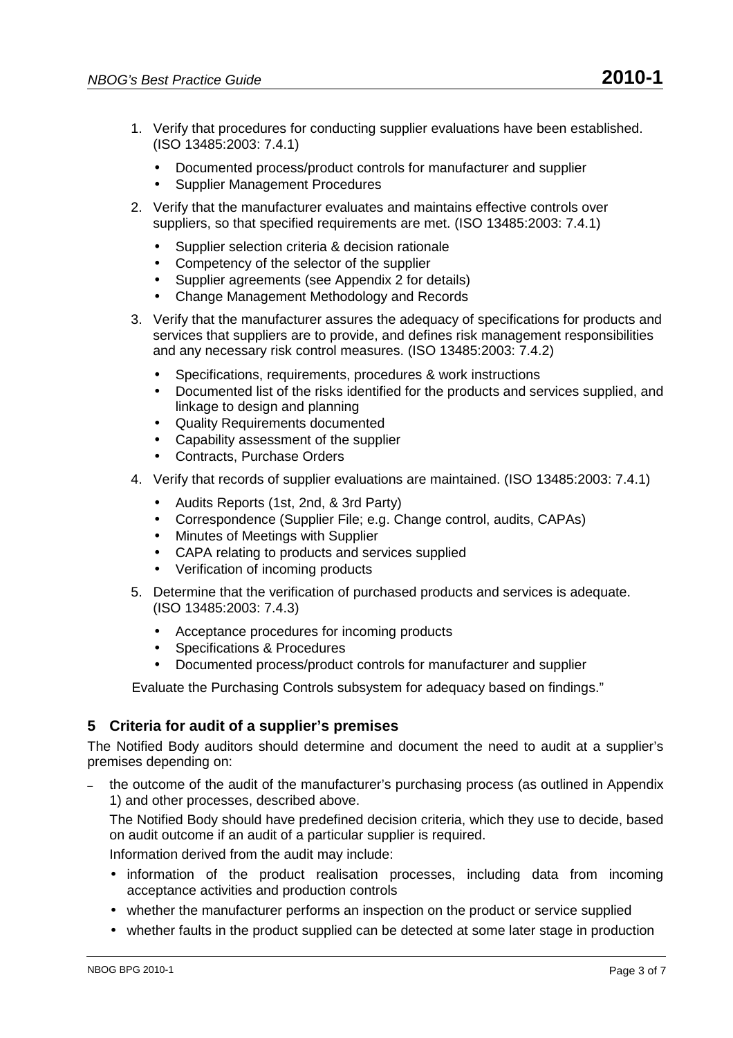1. Verify that procedures for conducting supplier evaluations have been established. (ISO 13485:2003: 7.4.1)
   - Documented process/product controls for manufacturer and supplier
   - Supplier Management Procedures
2. Verify that the manufacturer evaluates and maintains effective controls over suppliers, so that specified requirements are met. (ISO 13485:2003: 7.4.1)
   - Supplier selection criteria & decision rationale
   - Competency of the selector of the supplier
   - Supplier agreements (see Appendix 2 for details)
   - Change Management Methodology and Records
3. Verify that the manufacturer assures the adequacy of specifications for products and services that suppliers are to provide, and defines risk management responsibilities and any necessary risk control measures. (ISO 13485:2003: 7.4.2)
   - Specifications, requirements, procedures & work instructions
   - Documented list of the risks identified for the products and services supplied, and linkage to design and planning
   - Quality Requirements documented
   - Capability assessment of the supplier
   - Contracts, Purchase Orders
4. Verify that records of supplier evaluations are maintained. (ISO 13485:2003: 7.4.1)
   - Audits Reports (1st, 2nd, & 3rd Party)
   - Correspondence (Supplier File; e.g. Change control, audits, CAPAs)
   - Minutes of Meetings with Supplier
   - CAPA relating to products and services supplied
   - Verification of incoming products
5. Determine that the verification of purchased products and services is adequate. (ISO 13485:2003: 7.4.3)
   - Acceptance procedures for incoming products
   - Specifications & Procedures
   - Documented process/product controls for manufacturer and supplier

Evaluate the Purchasing Controls subsystem for adequacy based on findings."

## 5 Criteria for audit of a supplier's premises

The Notified Body auditors should determine and document the need to audit at a supplier's premises depending on:

– the outcome of the audit of the manufacturer's purchasing process (as outlined in Appendix 1) and other processes, described above.

  The Notified Body should have predefined decision criteria, which they use to decide, based on audit outcome if an audit of a particular supplier is required.

  Information derived from the audit may include:

  - information of the product realisation processes, including data from incoming acceptance activities and production controls
  - whether the manufacturer performs an inspection on the product or service supplied
  - whether faults in the product supplied can be detected at some later stage in production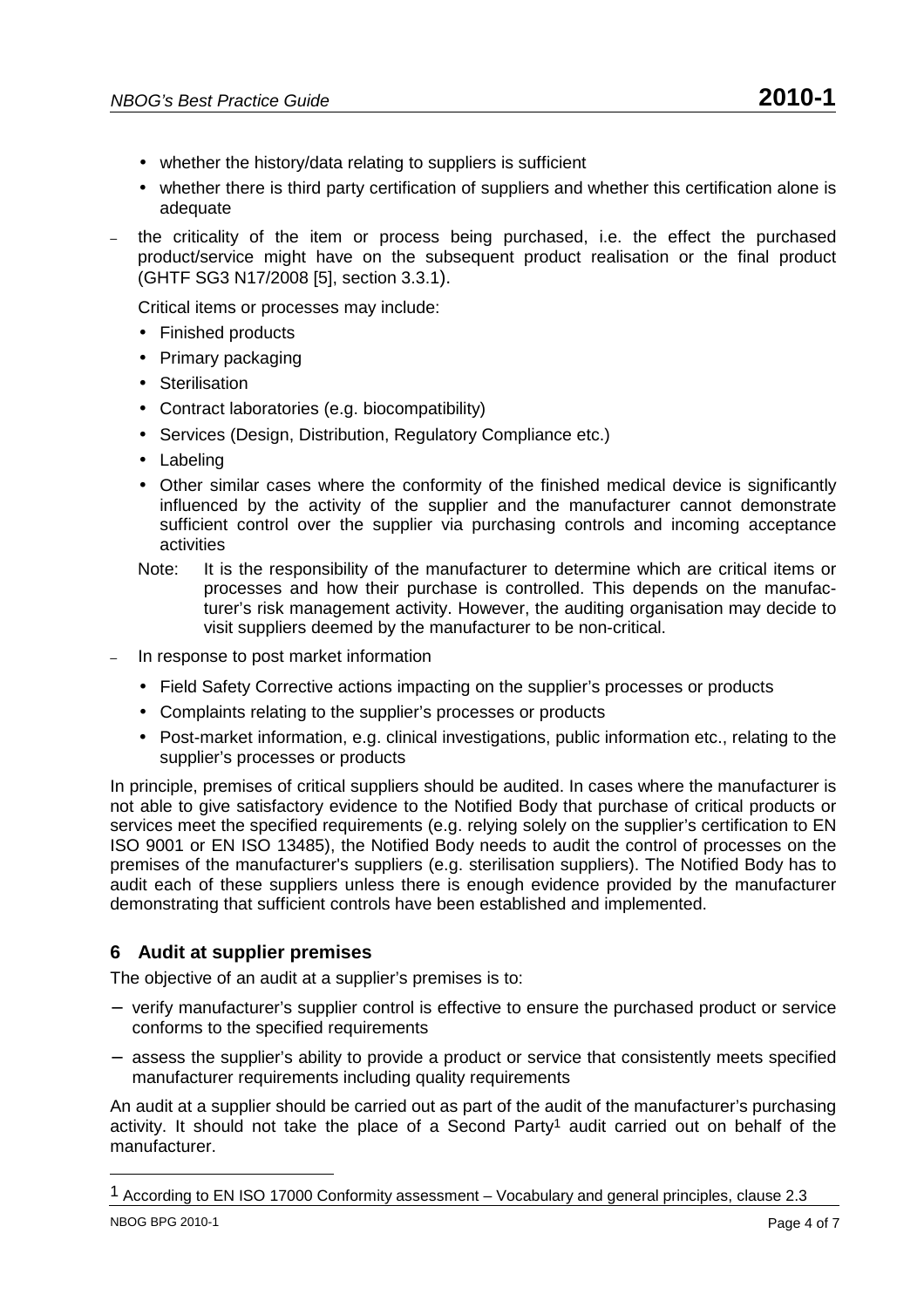- whether the history/data relating to suppliers is sufficient
- whether there is third party certification of suppliers and whether this certification alone is adequate

– the criticality of the item or process being purchased, i.e. the effect the purchased product/service might have on the subsequent product realisation or the final product (GHTF SG3 N17/2008 [5], section 3.3.1).

  Critical items or processes may include:

  - Finished products
  - Primary packaging
  - Sterilisation
  - Contract laboratories (e.g. biocompatibility)
  - Services (Design, Distribution, Regulatory Compliance etc.)
  - Labeling
  - Other similar cases where the conformity of the finished medical device is significantly influenced by the activity of the supplier and the manufacturer cannot demonstrate sufficient control over the supplier via purchasing controls and incoming acceptance activities

  Note: It is the responsibility of the manufacturer to determine which are critical items or processes and how their purchase is controlled. This depends on the manufacturer's risk management activity. However, the auditing organisation may decide to visit suppliers deemed by the manufacturer to be non-critical.

– In response to post market information

  - Field Safety Corrective actions impacting on the supplier's processes or products
  - Complaints relating to the supplier's processes or products
  - Post-market information, e.g. clinical investigations, public information etc., relating to the supplier's processes or products

In principle, premises of critical suppliers should be audited. In cases where the manufacturer is not able to give satisfactory evidence to the Notified Body that purchase of critical products or services meet the specified requirements (e.g. relying solely on the supplier's certification to EN ISO 9001 or EN ISO 13485), the Notified Body needs to audit the control of processes on the premises of the manufacturer's suppliers (e.g. sterilisation suppliers). The Notified Body has to audit each of these suppliers unless there is enough evidence provided by the manufacturer demonstrating that sufficient controls have been established and implemented.

## 6 Audit at supplier premises

The objective of an audit at a supplier's premises is to:

− verify manufacturer's supplier control is effective to ensure the purchased product or service conforms to the specified requirements

− assess the supplier's ability to provide a product or service that consistently meets specified manufacturer requirements including quality requirements

An audit at a supplier should be carried out as part of the audit of the manufacturer's purchasing activity. It should not take the place of a Second Party[1] audit carried out on behalf of the manufacturer.

[1] According to EN ISO 17000 Conformity assessment – Vocabulary and general principles, clause 2.3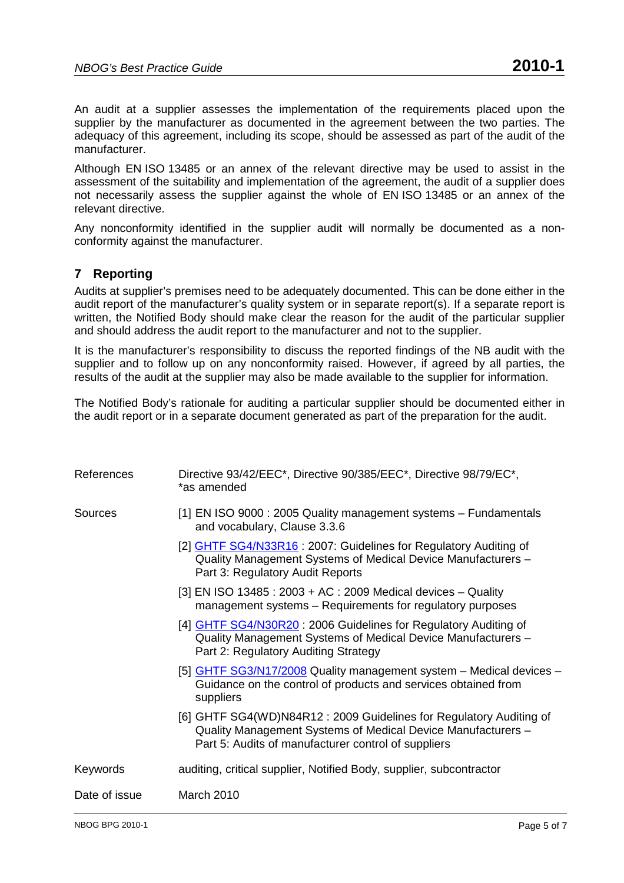An audit at a supplier assesses the implementation of the requirements placed upon the supplier by the manufacturer as documented in the agreement between the two parties. The adequacy of this agreement, including its scope, should be assessed as part of the audit of the manufacturer.

Although EN ISO 13485 or an annex of the relevant directive may be used to assist in the assessment of the suitability and implementation of the agreement, the audit of a supplier does not necessarily assess the supplier against the whole of EN ISO 13485 or an annex of the relevant directive.

Any nonconformity identified in the supplier audit will normally be documented as a non-conformity against the manufacturer.

## 7 Reporting

Audits at supplier's premises need to be adequately documented. This can be done either in the audit report of the manufacturer's quality system or in separate report(s). If a separate report is written, the Notified Body should make clear the reason for the audit of the particular supplier and should address the audit report to the manufacturer and not to the supplier.

It is the manufacturer's responsibility to discuss the reported findings of the NB audit with the supplier and to follow up on any nonconformity raised. However, if agreed by all parties, the results of the audit at the supplier may also be made available to the supplier for information.

The Notified Body's rationale for auditing a particular supplier should be documented either in the audit report or in a separate document generated as part of the preparation for the audit.

| | |
|---|---|
| References | Directive 93/42/EEC*, Directive 90/385/EEC*, Directive 98/79/EC*, *as amended |
| Sources | [1] EN ISO 9000 : 2005 Quality management systems – Fundamentals and vocabulary, Clause 3.3.6 |
| | [2] GHTF SG4/N33R16 : 2007: Guidelines for Regulatory Auditing of Quality Management Systems of Medical Device Manufacturers – Part 3: Regulatory Audit Reports |
| | [3] EN ISO 13485 : 2003 + AC : 2009 Medical devices – Quality management systems – Requirements for regulatory purposes |
| | [4] GHTF SG4/N30R20 : 2006 Guidelines for Regulatory Auditing of Quality Management Systems of Medical Device Manufacturers – Part 2: Regulatory Auditing Strategy |
| | [5] GHTF SG3/N17/2008 Quality management system – Medical devices – Guidance on the control of products and services obtained from suppliers |
| | [6] GHTF SG4(WD)N84R12 : 2009 Guidelines for Regulatory Auditing of Quality Management Systems of Medical Device Manufacturers – Part 5: Audits of manufacturer control of suppliers |
| Keywords | auditing, critical supplier, Notified Body, supplier, subcontractor |
| Date of issue | March 2010 |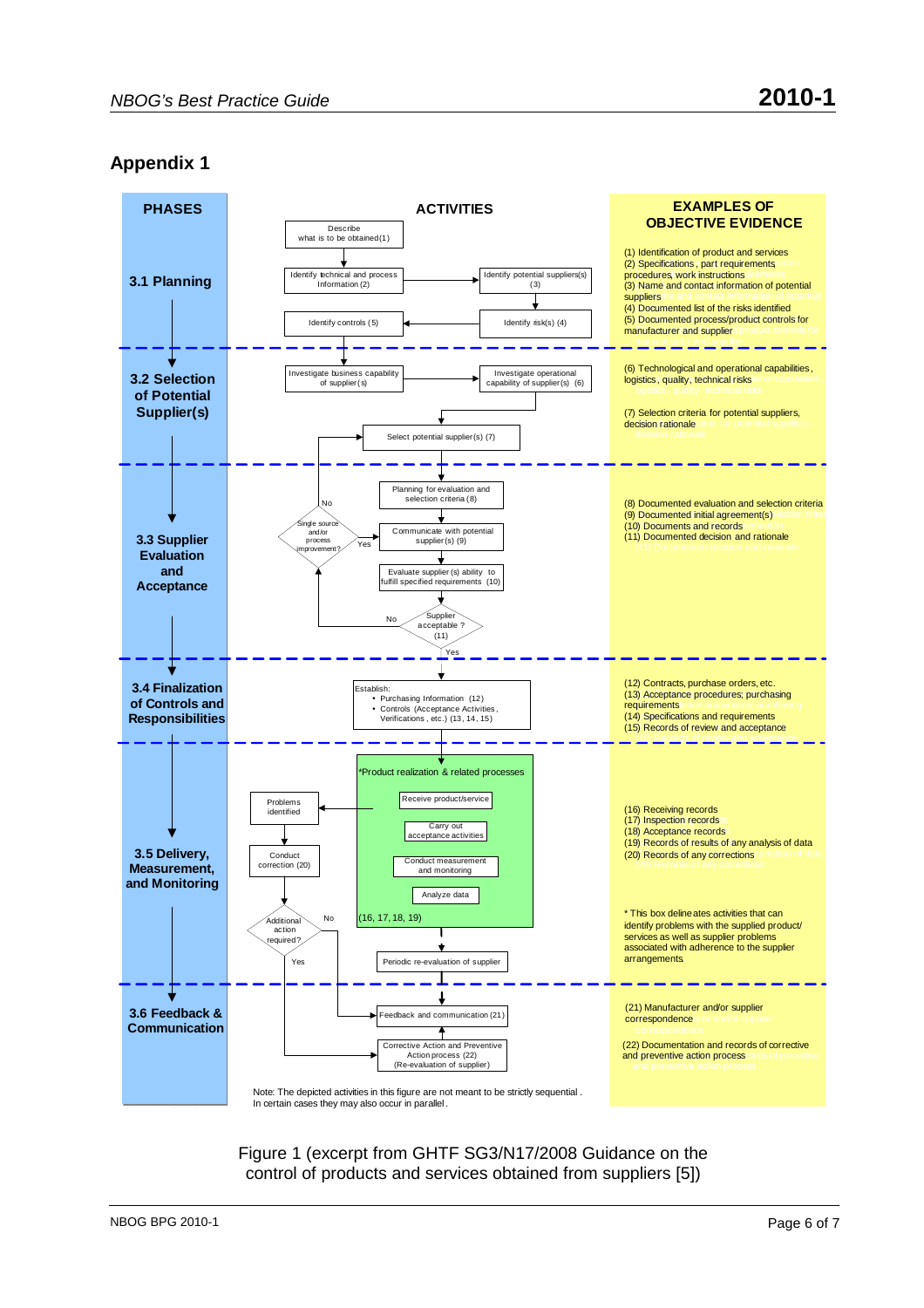## Appendix 1

| PHASES | ACTIVITIES | EXAMPLES OF OBJECTIVE EVIDENCE |
|---|---|---|
| 3.1 Planning | Describe what is to be obtained (1)<br>Identify technical and process Information (2)<br>Identify potential suppliers(s) (3)<br>Identify risk(s) (4)<br>Identify controls (5) | (1) Identification of product and services<br>(2) Specifications, part requirements, procedures, work instructions<br>(3) Name and contact information of potential suppliers<br>(4) Documented list of the risks identified<br>(5) Documented process/product controls for manufacturer and supplier |
| 3.2 Selection of Potential Supplier(s) | Investigate business capability of supplier(s)<br>Investigate operational capability of supplier(s) (6)<br>Select potential supplier(s) (7) | (6) Technological and operational capabilities, logistics, quality, technical risks<br>(7) Selection criteria for potential suppliers, decision rationale |
| 3.3 Supplier Evaluation and Acceptance | Planning for evaluation and selection criteria (8)<br>Communicate with potential supplier(s) (9)<br>Evaluate supplier(s) ability to fulfill specified requirements (10)<br>Supplier acceptable? (11) — No: Single source and/or process improvement? (No: back to Select potential supplier(s); Yes: Communicate with potential supplier(s)) — Yes: continue | (8) Documented evaluation and selection criteria<br>(9) Documented initial agreement(s)<br>(10) Documents and records<br>(11) Documented decision and rationale |
| 3.4 Finalization of Controls and Responsibilities | Establish:<br>• Purchasing Information (12)<br>• Controls (Acceptance Activities, Verifications, etc.) (13, 14, 15) | (12) Contracts, purchase orders, etc.<br>(13) Acceptance procedures; purchasing requirements<br>(14) Specifications and requirements<br>(15) Records of review and acceptance |
| 3.5 Delivery, Measurement, and Monitoring | *Product realization & related processes:<br>Receive product/service<br>Carry out acceptance activities<br>Conduct measurement and monitoring<br>Analyze data<br>(16, 17, 18, 19)<br>Problems identified → Conduct correction (20) → Additional action required? (No: Periodic re-evaluation of supplier; Yes: Corrective Action and Preventive Action process)<br>Periodic re-evaluation of supplier | (16) Receiving records<br>(17) Inspection records<br>(18) Acceptance records<br>(19) Records of results of any analysis of data<br>(20) Records of any corrections<br><br>* This box delineates activities that can identify problems with the supplied product/ services as well as supplier problems associated with adherence to the supplier arrangements. |
| 3.6 Feedback & Communication | Feedback and communication (21)<br>Corrective Action and Preventive Action process (22) (Re-evaluation of supplier) | (21) Manufacturer and/or supplier correspondence<br>(22) Documentation and records of corrective and preventive action process |

Note: The depicted activities in this figure are not meant to be strictly sequential. In certain cases they may also occur in parallel.

Figure 1 (excerpt from GHTF SG3/N17/2008 Guidance on the control of products and services obtained from suppliers [5])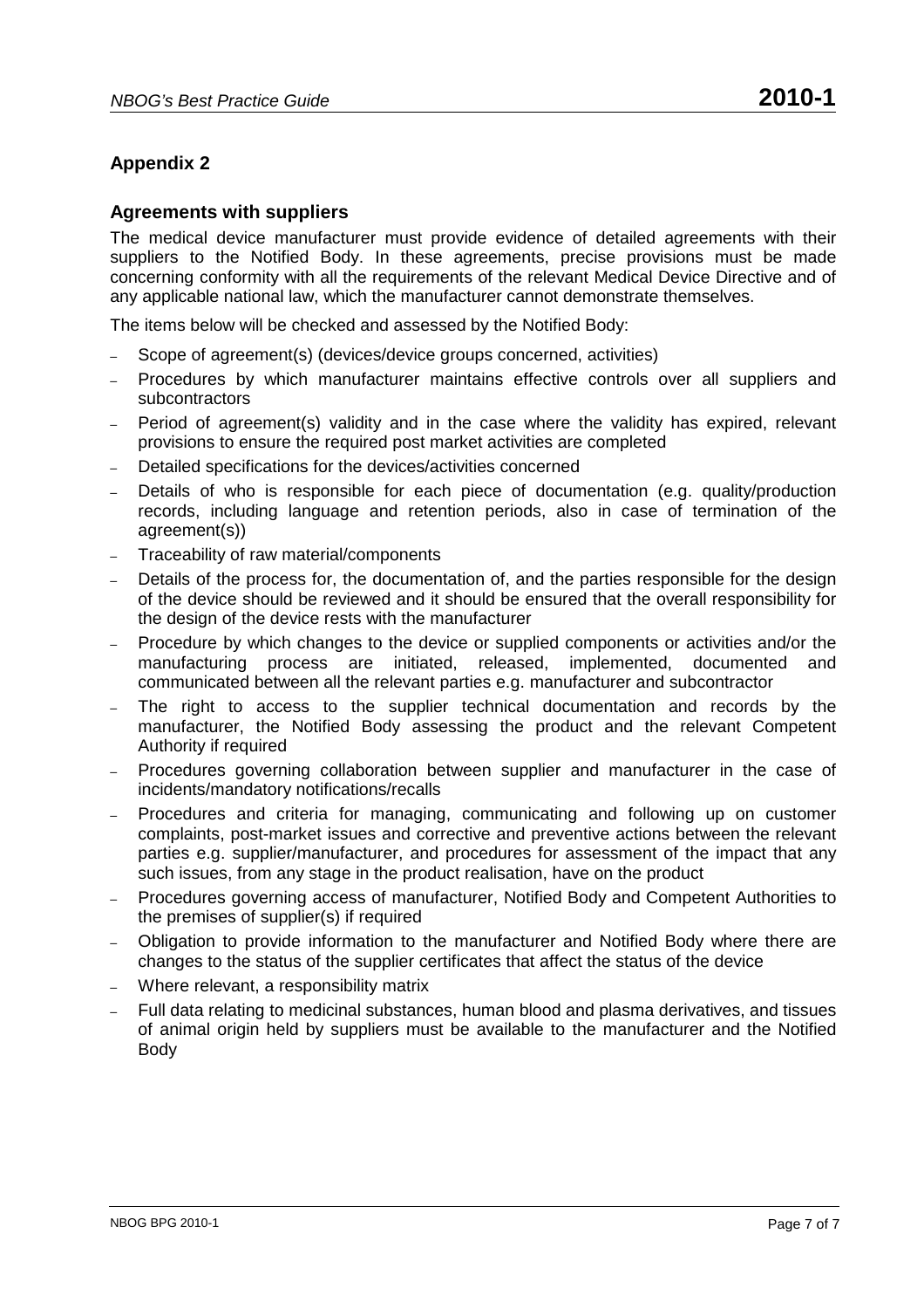## Appendix 2

### Agreements with suppliers

The medical device manufacturer must provide evidence of detailed agreements with their suppliers to the Notified Body. In these agreements, precise provisions must be made concerning conformity with all the requirements of the relevant Medical Device Directive and of any applicable national law, which the manufacturer cannot demonstrate themselves.

The items below will be checked and assessed by the Notified Body:

- Scope of agreement(s) (devices/device groups concerned, activities)
- Procedures by which manufacturer maintains effective controls over all suppliers and subcontractors
- Period of agreement(s) validity and in the case where the validity has expired, relevant provisions to ensure the required post market activities are completed
- Detailed specifications for the devices/activities concerned
- Details of who is responsible for each piece of documentation (e.g. quality/production records, including language and retention periods, also in case of termination of the agreement(s))
- Traceability of raw material/components
- Details of the process for, the documentation of, and the parties responsible for the design of the device should be reviewed and it should be ensured that the overall responsibility for the design of the device rests with the manufacturer
- Procedure by which changes to the device or supplied components or activities and/or the manufacturing process are initiated, released, implemented, documented and communicated between all the relevant parties e.g. manufacturer and subcontractor
- The right to access to the supplier technical documentation and records by the manufacturer, the Notified Body assessing the product and the relevant Competent Authority if required
- Procedures governing collaboration between supplier and manufacturer in the case of incidents/mandatory notifications/recalls
- Procedures and criteria for managing, communicating and following up on customer complaints, post-market issues and corrective and preventive actions between the relevant parties e.g. supplier/manufacturer, and procedures for assessment of the impact that any such issues, from any stage in the product realisation, have on the product
- Procedures governing access of manufacturer, Notified Body and Competent Authorities to the premises of supplier(s) if required
- Obligation to provide information to the manufacturer and Notified Body where there are changes to the status of the supplier certificates that affect the status of the device
- Where relevant, a responsibility matrix
- Full data relating to medicinal substances, human blood and plasma derivatives, and tissues of animal origin held by suppliers must be available to the manufacturer and the Notified Body